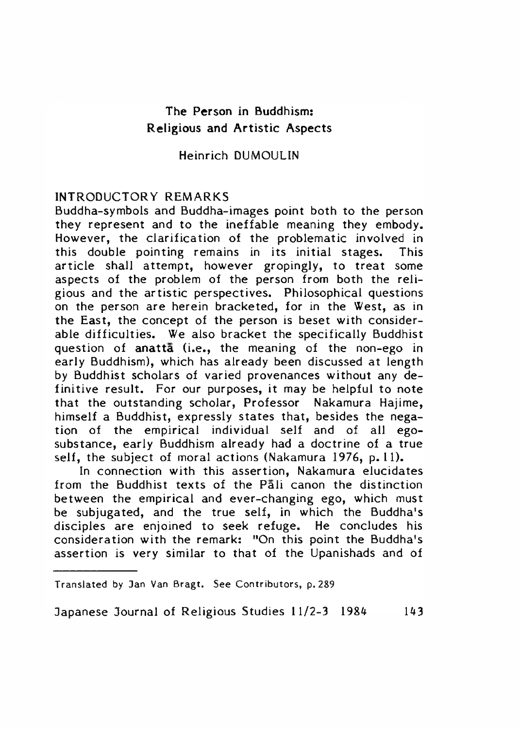# The Person in Buddhism: Religious and Artistic Aspects

Heinrich DUMOULIN

## INTRODUCTORY REMARKS

Buddha-symbols and Buddha-images point both to the person they represent and to the ineffable meaning they embody. However, the clarification of the problematic involved in this double pointing remains in its initial stages. This article shall attempt, however gropingly, to treat some aspects of the problem of the person from both the religious and the artistic perspectives. Philosophical questions on the person are herein bracketed, for in the West, as in the East, the concept of the person is beset with considerable difficulties. We also bracket the specifically Buddhist question of **anattā** (i.e., the meaning of the non-ego in early Buddhism), which has already been discussed at length by Buddhist scholars of varied provenances without any definitive result. For our purposes, it may be helpful to note that the outstanding scholar, Professor Nakamura Hajime, himself a Buddhist, expressly states that, besides the negation of the empirical individual self and of all ego-substance, early Buddhism already had a doctrine of a true self, the subject of moral actions (Nakamura 1976, p. 11).

In connection with this assertion, Nakamura elucidates from the Buddhist texts of the Pāli canon the distinction between the empirical and ever-changing ego, which must be subjugated, and the true self, in which the Buddha's disciples are enjoined to seek refuge. He concludes his consideration with the remark: "On this point the Buddha's assertion is very similar to that of the Upanishads and of

---

Translated by Jan Van Bragt. See Contributors, p. 289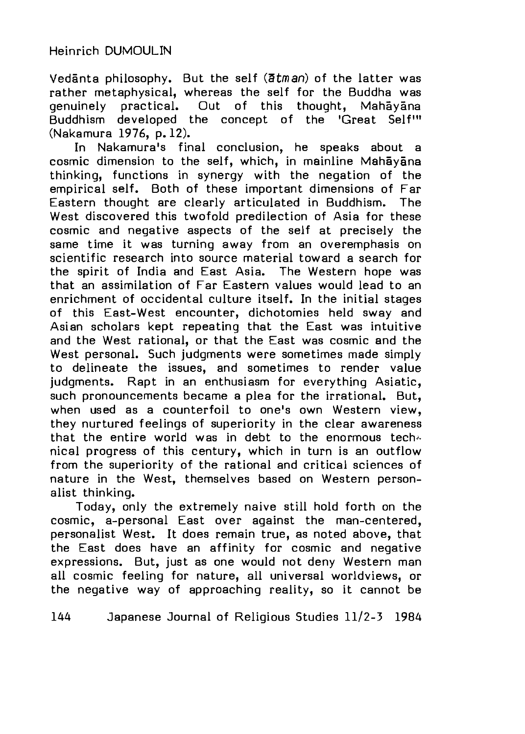Vedānta philosophy. But the self (*ātman*) of the latter was rather metaphysical, whereas the self for the Buddha was genuinely practical. Out of this thought, Mahāyāna Buddhism developed the concept of the 'Great Self'" (Nakamura 1976, p. 12).

In Nakamura's final conclusion, he speaks about a cosmic dimension to the self, which, in mainline Mahāyāna thinking, functions in synergy with the negation of the empirical self. Both of these important dimensions of Far Eastern thought are clearly articulated in Buddhism. The West discovered this twofold predilection of Asia for these cosmic and negative aspects of the self at precisely the same time it was turning away from an overemphasis on scientific research into source material toward a search for the spirit of India and East Asia. The Western hope was that an assimilation of Far Eastern values would lead to an enrichment of occidental culture itself. In the initial stages of this East-West encounter, dichotomies held sway and Asian scholars kept repeating that the East was intuitive and the West rational, or that the East was cosmic and the West personal. Such judgments were sometimes made simply to delineate the issues, and sometimes to render value judgments. Rapt in an enthusiasm for everything Asiatic, such pronouncements became a plea for the irrational. But, when used as a counterfoil to one's own Western view, they nurtured feelings of superiority in the clear awareness that the entire world was in debt to the enormous technical progress of this century, which in turn is an outflow from the superiority of the rational and critical sciences of nature in the West, themselves based on Western personalist thinking.

Today, only the extremely naive still hold forth on the cosmic, a-personal East over against the man-centered, personalist West. It does remain true, as noted above, that the East does have an affinity for cosmic and negative expressions. But, just as one would not deny Western man all cosmic feeling for nature, all universal worldviews, or the negative way of approaching reality, so it cannot be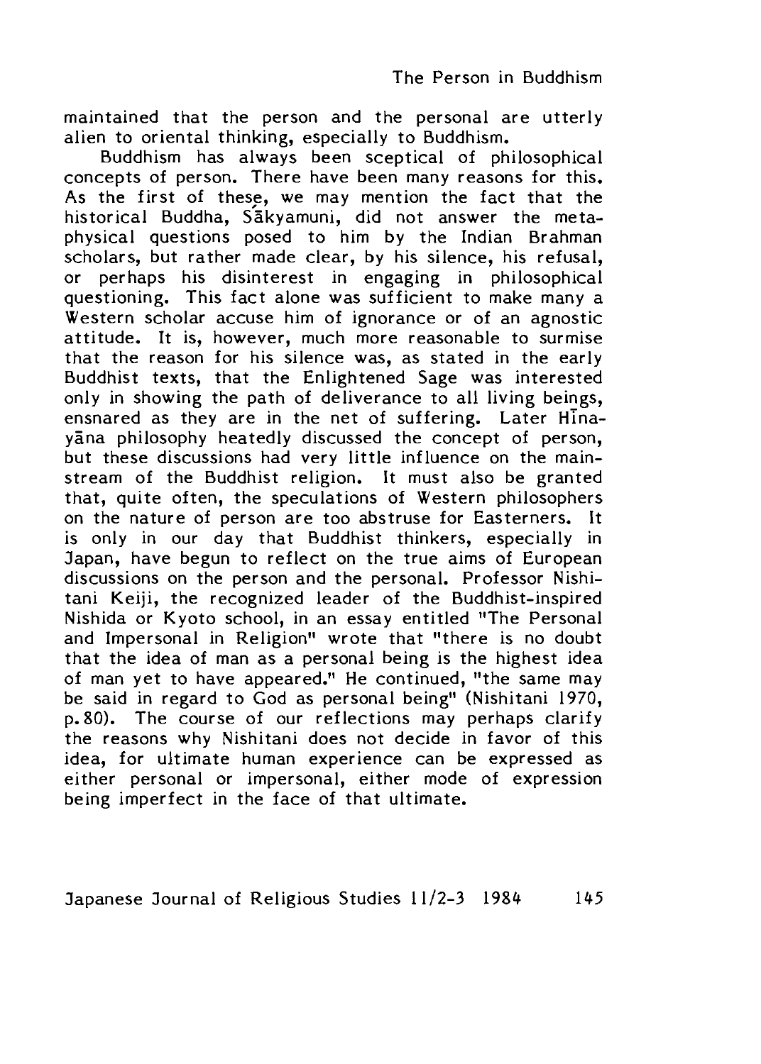maintained that the person and the personal are utterly alien to oriental thinking, especially to Buddhism.

Buddhism has always been sceptical of philosophical concepts of person. There have been many reasons for this. As the first of these, we may mention the fact that the historical Buddha, Śākyamuni, did not answer the metaphysical questions posed to him by the Indian Brahman scholars, but rather made clear, by his silence, his refusal, or perhaps his disinterest in engaging in philosophical questioning. This fact alone was sufficient to make many a Western scholar accuse him of ignorance or of an agnostic attitude. It is, however, much more reasonable to surmise that the reason for his silence was, as stated in the early Buddhist texts, that the Enlightened Sage was interested only in showing the path of deliverance to all living beings, ensnared as they are in the net of suffering. Later Hīnayāna philosophy heatedly discussed the concept of person, but these discussions had very little influence on the mainstream of the Buddhist religion. It must also be granted that, quite often, the speculations of Western philosophers on the nature of person are too abstruse for Easterners. It is only in our day that Buddhist thinkers, especially in Japan, have begun to reflect on the true aims of European discussions on the person and the personal. Professor Nishitani Keiji, the recognized leader of the Buddhist-inspired Nishida or Kyoto school, in an essay entitled "The Personal and Impersonal in Religion" wrote that "there is no doubt that the idea of man as a personal being is the highest idea of man yet to have appeared." He continued, "the same may be said in regard to God as personal being" (Nishitani 1970, p.80). The course of our reflections may perhaps clarify the reasons why Nishitani does not decide in favor of this idea, for ultimate human experience can be expressed as either personal or impersonal, either mode of expression being imperfect in the face of that ultimate.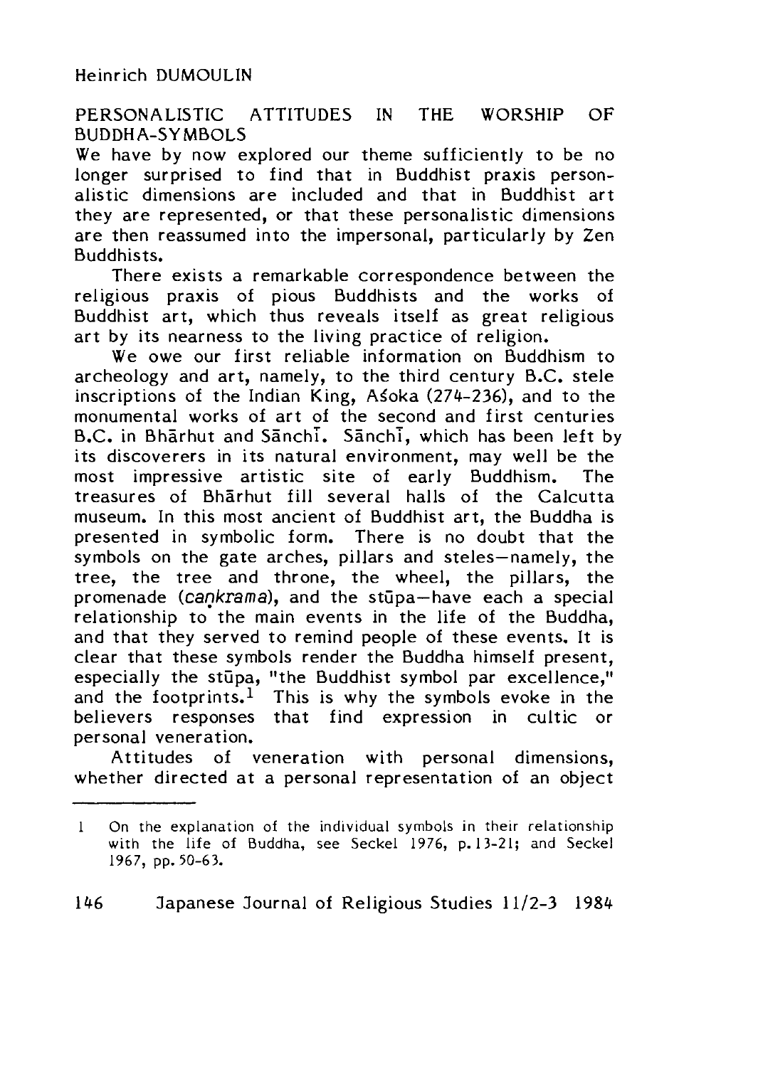## PERSONALISTIC ATTITUDES IN THE WORSHIP OF BUDDHA-SYMBOLS

We have by now explored our theme sufficiently to be no longer surprised to find that in Buddhist praxis personalistic dimensions are included and that in Buddhist art they are represented, or that these personalistic dimensions are then reassumed into the impersonal, particularly by Zen Buddhists.

There exists a remarkable correspondence between the religious praxis of pious Buddhists and the works of Buddhist art, which thus reveals itself as great religious art by its nearness to the living practice of religion.

We owe our first reliable information on Buddhism to archeology and art, namely, to the third century B.C. stele inscriptions of the Indian King, Aśoka (274-236), and to the monumental works of art of the second and first centuries B.C. in Bhārhut and Sānchī. Sānchī, which has been left by its discoverers in its natural environment, may well be the most impressive artistic site of early Buddhism. The treasures of Bhārhut fill several halls of the Calcutta museum. In this most ancient of Buddhist art, the Buddha is presented in symbolic form. There is no doubt that the symbols on the gate arches, pillars and steles—namely, the tree, the tree and throne, the wheel, the pillars, the promenade (*caṅkrama*), and the stūpa—have each a special relationship to the main events in the life of the Buddha, and that they served to remind people of these events. It is clear that these symbols render the Buddha himself present, especially the stūpa, "the Buddhist symbol par excellence," and the footprints.[1] This is why the symbols evoke in the believers responses that find expression in cultic or personal veneration.

Attitudes of veneration with personal dimensions, whether directed at a personal representation of an object

---

[1] On the explanation of the individual symbols in their relationship with the life of Buddha, see Seckel 1976, p. 13-21; and Seckel 1967, pp. 50-63.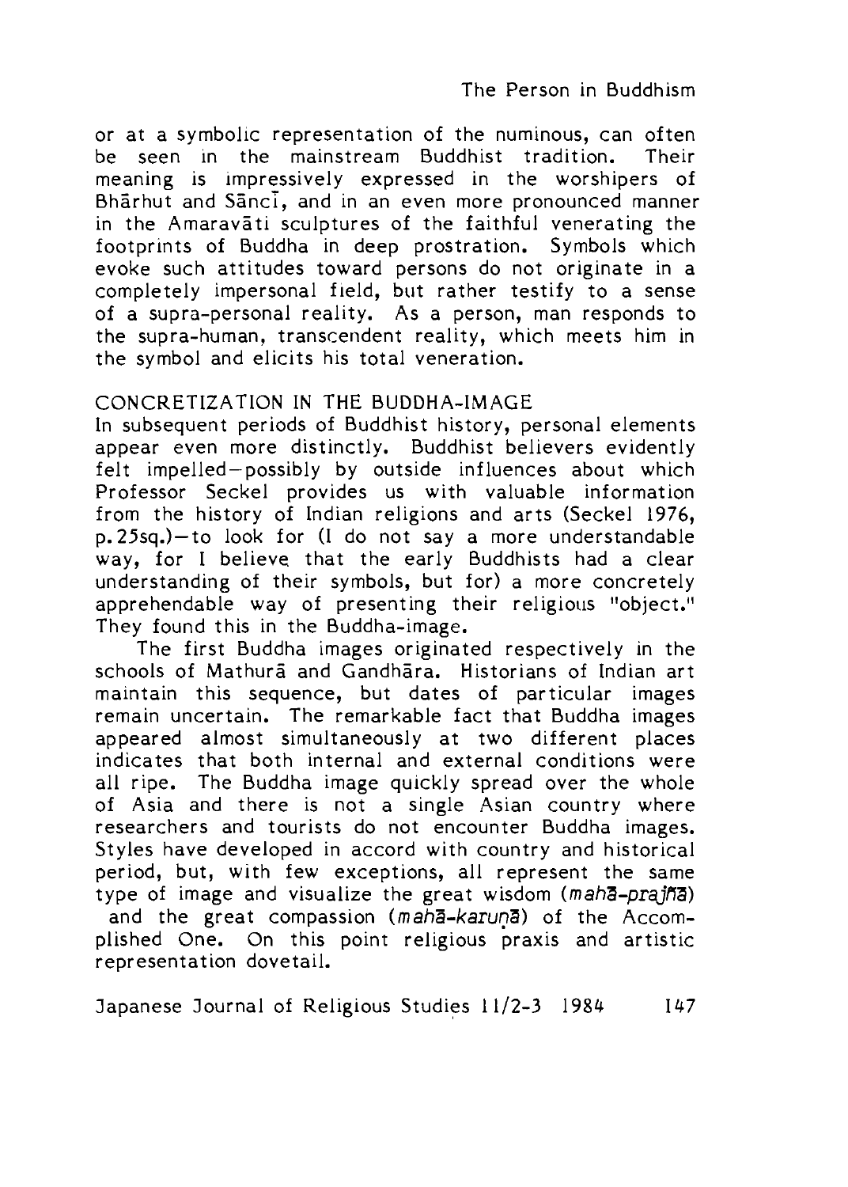or at a symbolic representation of the numinous, can often be seen in the mainstream Buddhist tradition. Their meaning is impressively expressed in the worshipers of Bhārhut and Sāñcī, and in an even more pronounced manner in the Amaravāti sculptures of the faithful venerating the footprints of Buddha in deep prostration. Symbols which evoke such attitudes toward persons do not originate in a completely impersonal field, but rather testify to a sense of a supra-personal reality. As a person, man responds to the supra-human, transcendent reality, which meets him in the symbol and elicits his total veneration.

## CONCRETIZATION IN THE BUDDHA-IMAGE

In subsequent periods of Buddhist history, personal elements appear even more distinctly. Buddhist believers evidently felt impelled—possibly by outside influences about which Professor Seckel provides us with valuable information from the history of Indian religions and arts (Seckel 1976, p.25sq.)—to look for (I do not say a more understandable way, for I believe that the early Buddhists had a clear understanding of their symbols, but for) a more concretely apprehendable way of presenting their religious "object." They found this in the Buddha-image.

The first Buddha images originated respectively in the schools of Mathurā and Gandhāra. Historians of Indian art maintain this sequence, but dates of particular images remain uncertain. The remarkable fact that Buddha images appeared almost simultaneously at two different places indicates that both internal and external conditions were all ripe. The Buddha image quickly spread over the whole of Asia and there is not a single Asian country where researchers and tourists do not encounter Buddha images. Styles have developed in accord with country and historical period, but, with few exceptions, all represent the same type of image and visualize the great wisdom (*mahā-prajñā*) and the great compassion (*mahā-karuṇā*) of the Accomplished One. On this point religious praxis and artistic representation dovetail.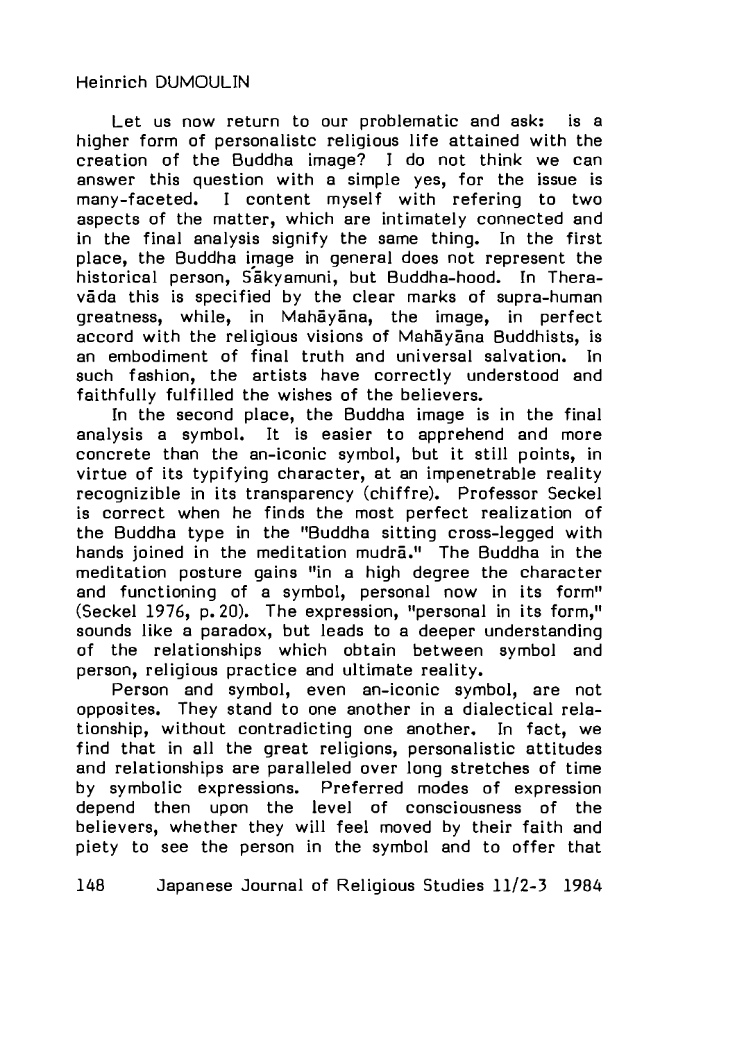Let us now return to our problematic and ask: is a higher form of personalistc religious life attained with the creation of the Buddha image? I do not think we can answer this question with a simple yes, for the issue is many-faceted. I content myself with refering to two aspects of the matter, which are intimately connected and in the final analysis signify the same thing. In the first place, the Buddha image in general does not represent the historical person, Śākyamuni, but Buddha-hood. In Theravāda this is specified by the clear marks of supra-human greatness, while, in Mahāyāna, the image, in perfect accord with the religious visions of Mahāyāna Buddhists, is an embodiment of final truth and universal salvation. In such fashion, the artists have correctly understood and faithfully fulfilled the wishes of the believers.

In the second place, the Buddha image is in the final analysis a symbol. It is easier to apprehend and more concrete than the an-iconic symbol, but it still points, in virtue of its typifying character, at an impenetrable reality recognizible in its transparency (chiffre). Professor Seckel is correct when he finds the most perfect realization of the Buddha type in the "Buddha sitting cross-legged with hands joined in the meditation mudrā." The Buddha in the meditation posture gains "in a high degree the character and functioning of a symbol, personal now in its form" (Seckel 1976, p. 20). The expression, "personal in its form," sounds like a paradox, but leads to a deeper understanding of the relationships which obtain between symbol and person, religious practice and ultimate reality.

Person and symbol, even an-iconic symbol, are not opposites. They stand to one another in a dialectical relationship, without contradicting one another. In fact, we find that in all the great religions, personalistic attitudes and relationships are paralleled over long stretches of time by symbolic expressions. Preferred modes of expression depend then upon the level of consciousness of the believers, whether they will feel moved by their faith and piety to see the person in the symbol and to offer that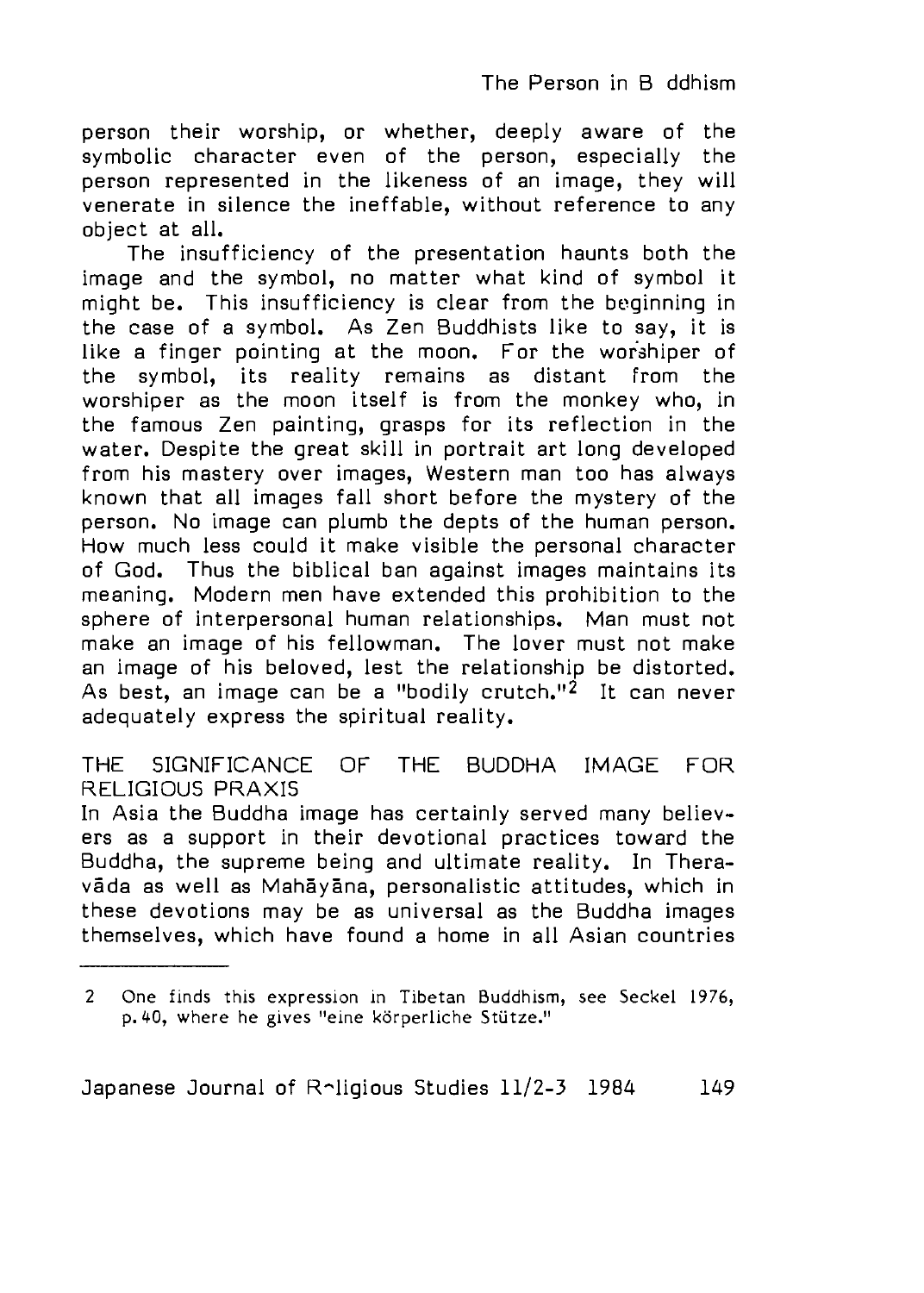person their worship, or whether, deeply aware of the symbolic character even of the person, especially the person represented in the likeness of an image, they will venerate in silence the ineffable, without reference to any object at all.

The insufficiency of the presentation haunts both the image and the symbol, no matter what kind of symbol it might be. This insufficiency is clear from the beginning in the case of a symbol. As Zen Buddhists like to say, it is like a finger pointing at the moon. For the worshiper of the symbol, its reality remains as distant from the worshiper as the moon itself is from the monkey who, in the famous Zen painting, grasps for its reflection in the water. Despite the great skill in portrait art long developed from his mastery over images, Western man too has always known that all images fall short before the mystery of the person. No image can plumb the depts of the human person. How much less could it make visible the personal character of God. Thus the biblical ban against images maintains its meaning. Modern men have extended this prohibition to the sphere of interpersonal human relationships. Man must not make an image of his fellowman. The lover must not make an image of his beloved, lest the relationship be distorted. As best, an image can be a "bodily crutch."[2] It can never adequately express the spiritual reality.

## THE SIGNIFICANCE OF THE BUDDHA IMAGE FOR RELIGIOUS PRAXIS

In Asia the Buddha image has certainly served many believers as a support in their devotional practices toward the Buddha, the supreme being and ultimate reality. In Theravāda as well as Mahāyāna, personalistic attitudes, which in these devotions may be as universal as the Buddha images themselves, which have found a home in all Asian countries

---

2 One finds this expression in Tibetan Buddhism, see Seckel 1976, p. 40, where he gives "eine körperliche Stütze."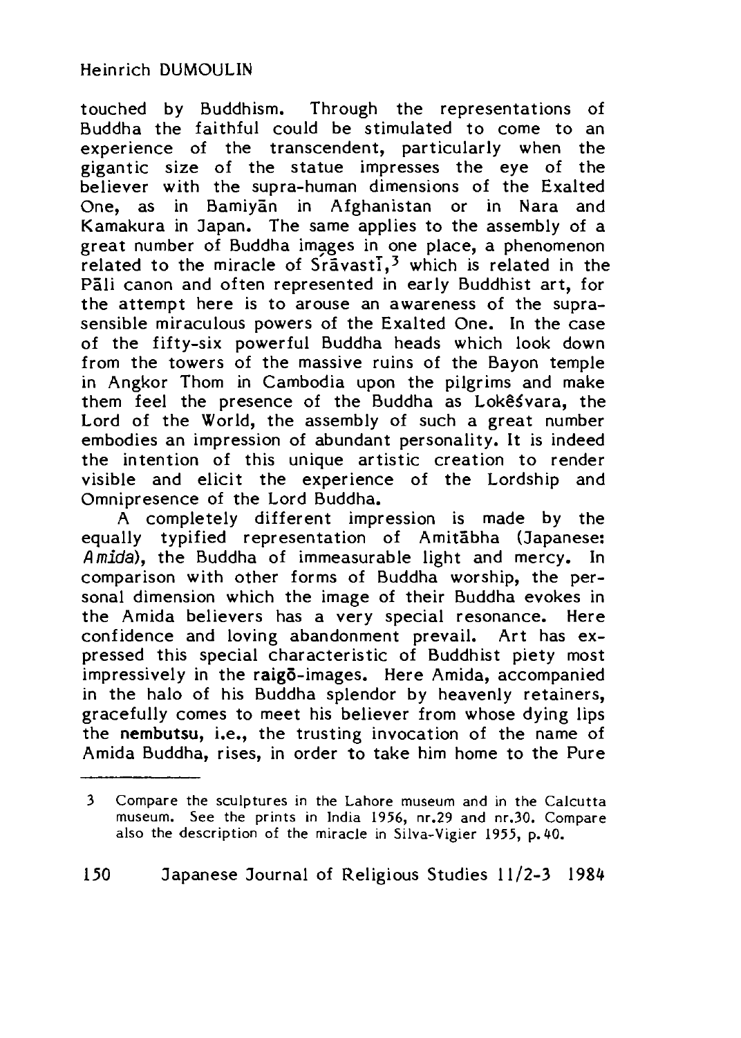touched by Buddhism. Through the representations of Buddha the faithful could be stimulated to come to an experience of the transcendent, particularly when the gigantic size of the statue impresses the eye of the believer with the supra-human dimensions of the Exalted One, as in Bamiyān in Afghanistan or in Nara and Kamakura in Japan. The same applies to the assembly of a great number of Buddha images in one place, a phenomenon related to the miracle of Śrāvastī,[3] which is related in the Pāli canon and often represented in early Buddhist art, for the attempt here is to arouse an awareness of the supra-sensible miraculous powers of the Exalted One. In the case of the fifty-six powerful Buddha heads which look down from the towers of the massive ruins of the Bayon temple in Angkor Thom in Cambodia upon the pilgrims and make them feel the presence of the Buddha as Lokêśvara, the Lord of the World, the assembly of such a great number embodies an impression of abundant personality. It is indeed the intention of this unique artistic creation to render visible and elicit the experience of the Lordship and Omnipresence of the Lord Buddha.

A completely different impression is made by the equally typified representation of Amitābha (Japanese: *Amida*), the Buddha of immeasurable light and mercy. In comparison with other forms of Buddha worship, the personal dimension which the image of their Buddha evokes in the Amida believers has a very special resonance. Here confidence and loving abandonment prevail. Art has expressed this special characteristic of Buddhist piety most impressively in the **raigō**-images. Here Amida, accompanied in the halo of his Buddha splendor by heavenly retainers, gracefully comes to meet his believer from whose dying lips the **nembutsu**, i.e., the trusting invocation of the name of Amida Buddha, rises, in order to take him home to the Pure

---

3 Compare the sculptures in the Lahore museum and in the Calcutta museum. See the prints in India 1956, nr.29 and nr.30. Compare also the description of the miracle in Silva-Vigier 1955, p.40.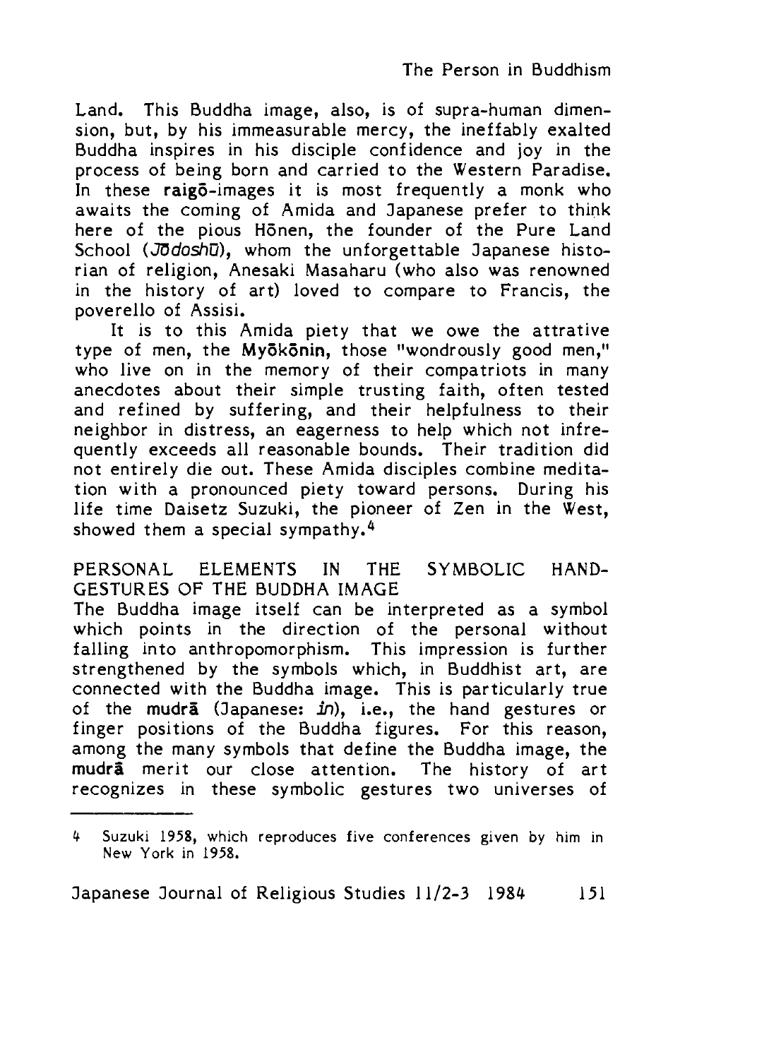Land. This Buddha image, also, is of supra-human dimension, but, by his immeasurable mercy, the ineffably exalted Buddha inspires in his disciple confidence and joy in the process of being born and carried to the Western Paradise. In these **raigō**-images it is most frequently a monk who awaits the coming of Amida and Japanese prefer to think here of the pious Hōnen, the founder of the Pure Land School (*Jōdoshū*), whom the unforgettable Japanese historian of religion, Anesaki Masaharu (who also was renowned in the history of art) loved to compare to Francis, the poverello of Assisi.

It is to this Amida piety that we owe the attrative type of men, the **Myōkōnin**, those "wondrously good men," who live on in the memory of their compatriots in many anecdotes about their simple trusting faith, often tested and refined by suffering, and their helpfulness to their neighbor in distress, an eagerness to help which not infrequently exceeds all reasonable bounds. Their tradition did not entirely die out. These Amida disciples combine meditation with a pronounced piety toward persons. During his life time Daisetz Suzuki, the pioneer of Zen in the West, showed them a special sympathy.[4]

## PERSONAL ELEMENTS IN THE SYMBOLIC HAND-GESTURES OF THE BUDDHA IMAGE

The Buddha image itself can be interpreted as a symbol which points in the direction of the personal without falling into anthropomorphism. This impression is further strengthened by the symbols which, in Buddhist art, are connected with the Buddha image. This is particularly true of the **mudrā** (Japanese: *in*), i.e., the hand gestures or finger positions of the Buddha figures. For this reason, among the many symbols that define the Buddha image, the **mudrā** merit our close attention. The history of art recognizes in these symbolic gestures two universes of

---

4 Suzuki 1958, which reproduces five conferences given by him in New York in 1958.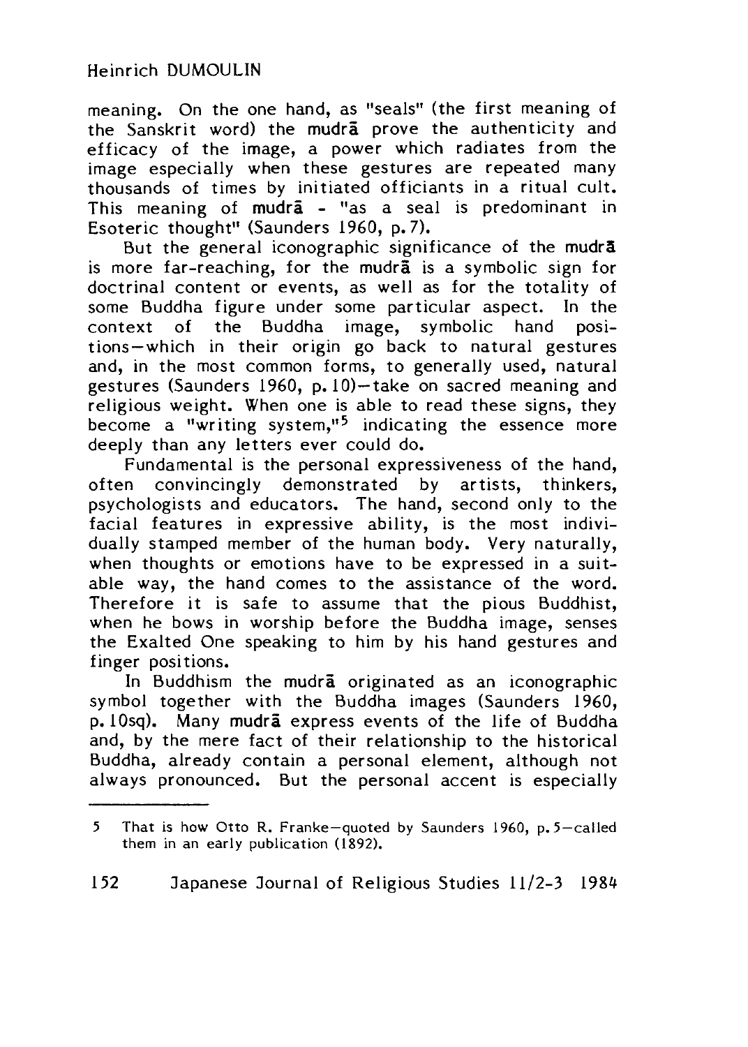meaning. On the one hand, as "seals" (the first meaning of the Sanskrit word) the **mudrā** prove the authenticity and efficacy of the image, a power which radiates from the image especially when these gestures are repeated many thousands of times by initiated officiants in a ritual cult. This meaning of **mudrā** - "as a seal is predominant in Esoteric thought" (Saunders 1960, p. 7).

But the general iconographic significance of the **mudrā** is more far-reaching, for the **mudrā** is a symbolic sign for doctrinal content or events, as well as for the totality of some Buddha figure under some particular aspect. In the context of the Buddha image, symbolic hand positions—which in their origin go back to natural gestures and, in the most common forms, to generally used, natural gestures (Saunders 1960, p. 10)—take on sacred meaning and religious weight. When one is able to read these signs, they become a "writing system,"[5] indicating the essence more deeply than any letters ever could do.

Fundamental is the personal expressiveness of the hand, often convincingly demonstrated by artists, thinkers, psychologists and educators. The hand, second only to the facial features in expressive ability, is the most individually stamped member of the human body. Very naturally, when thoughts or emotions have to be expressed in a suitable way, the hand comes to the assistance of the word. Therefore it is safe to assume that the pious Buddhist, when he bows in worship before the Buddha image, senses the Exalted One speaking to him by his hand gestures and finger positions.

In Buddhism the **mudrā** originated as an iconographic symbol together with the Buddha images (Saunders 1960, p. 10sq). Many **mudrā** express events of the life of Buddha and, by the mere fact of their relationship to the historical Buddha, already contain a personal element, although not always pronounced. But the personal accent is especially

---

5 That is how Otto R. Franke—quoted by Saunders 1960, p. 5—called them in an early publication (1892).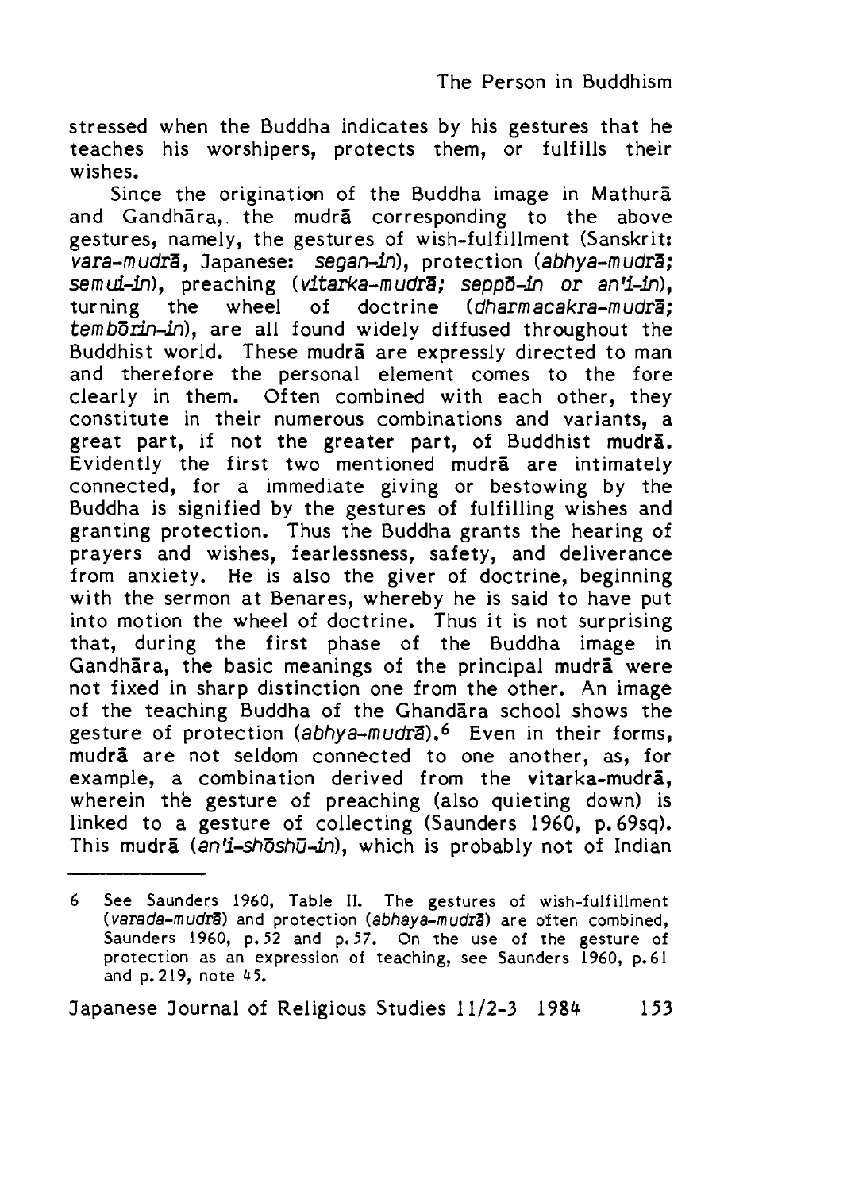stressed when the Buddha indicates by his gestures that he teaches his worshipers, protects them, or fulfills their wishes.

Since the origination of the Buddha image in Mathurā and Gandhāra, the **mudrā** corresponding to the above gestures, namely, the gestures of wish-fulfillment (Sanskrit: *vara-mudrā*, Japanese: *segan-in*), protection (*abhya-mudrā; semui-in*), preaching (*vitarka-mudrā; seppō-in or an'i-in*), turning the wheel of doctrine (*dharmacakra-mudrā; tembōrin-in*), are all found widely diffused throughout the Buddhist world. These **mudrā** are expressly directed to man and therefore the personal element comes to the fore clearly in them. Often combined with each other, they constitute in their numerous combinations and variants, a great part, if not the greater part, of Buddhist **mudrā**. Evidently the first two mentioned **mudrā** are intimately connected, for a immediate giving or bestowing by the Buddha is signified by the gestures of fulfilling wishes and granting protection. Thus the Buddha grants the hearing of prayers and wishes, fearlessness, safety, and deliverance from anxiety. He is also the giver of doctrine, beginning with the sermon at Benares, whereby he is said to have put into motion the wheel of doctrine. Thus it is not surprising that, during the first phase of the Buddha image in Gandhāra, the basic meanings of the principal **mudrā** were not fixed in sharp distinction one from the other. An image of the teaching Buddha of the Ghandāra school shows the gesture of protection (*abhya-mudrā*).[6] Even in their forms, **mudrā** are not seldom connected to one another, as, for example, a combination derived from the **vitarka-mudrā**, wherein the gesture of preaching (also quieting down) is linked to a gesture of collecting (Saunders 1960, p.69sq). This **mudrā** (*an'i-shōshū-in*), which is probably not of Indian

---

6 See Saunders 1960, Table II. The gestures of wish-fulfillment (*varada-mudrā*) and protection (*abhaya-mudrā*) are often combined, Saunders 1960, p.52 and p.57. On the use of the gesture of protection as an expression of teaching, see Saunders 1960, p.61 and p.219, note 45.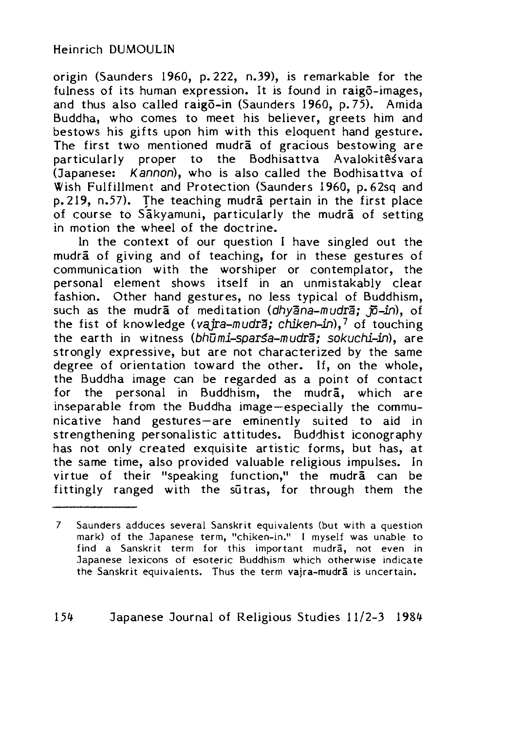origin (Saunders 1960, p.222, n.39), is remarkable for the fulness of its human expression. It is found in raigō-images, and thus also called raigō-in (Saunders 1960, p.75). Amida Buddha, who comes to meet his believer, greets him and bestows his gifts upon him with this eloquent hand gesture. The first two mentioned mudrā of gracious bestowing are particularly proper to the Bodhisattva Avalokiteśvara (Japanese: *Kannon*), who is also called the Bodhisattva of Wish Fulfillment and Protection (Saunders 1960, p.62sq and p.219, n.57). The teaching mudrā pertain in the first place of course to Śākyamuni, particularly the mudrā of setting in motion the wheel of the doctrine.

In the context of our question I have singled out the mudrā of giving and of teaching, for in these gestures of communication with the worshiper or contemplator, the personal element shows itself in an unmistakably clear fashion. Other hand gestures, no less typical of Buddhism, such as the mudrā of meditation (*dhyāna-mudrā; jō-in*), of the fist of knowledge (*vajra-mudrā; chiken-in*),[7] of touching the earth in witness (*bhūmi-sparśa-mudrā; sokuchi-in*), are strongly expressive, but are not characterized by the same degree of orientation toward the other. If, on the whole, the Buddha image can be regarded as a point of contact for the personal in Buddhism, the mudrā, which are inseparable from the Buddha image—especially the communicative hand gestures—are eminently suited to aid in strengthening personalistic attitudes. Buddhist iconography has not only created exquisite artistic forms, but has, at the same time, also provided valuable religious impulses. In virtue of their "speaking function," the mudrā can be fittingly ranged with the sūtras, for through them the

---

7 Saunders adduces several Sanskrit equivalents (but with a question mark) of the Japanese term, "chiken-in." I myself was unable to find a Sanskrit term for this important mudrā, not even in Japanese lexicons of esoteric Buddhism which otherwise indicate the Sanskrit equivalents. Thus the term vajra-mudrā is uncertain.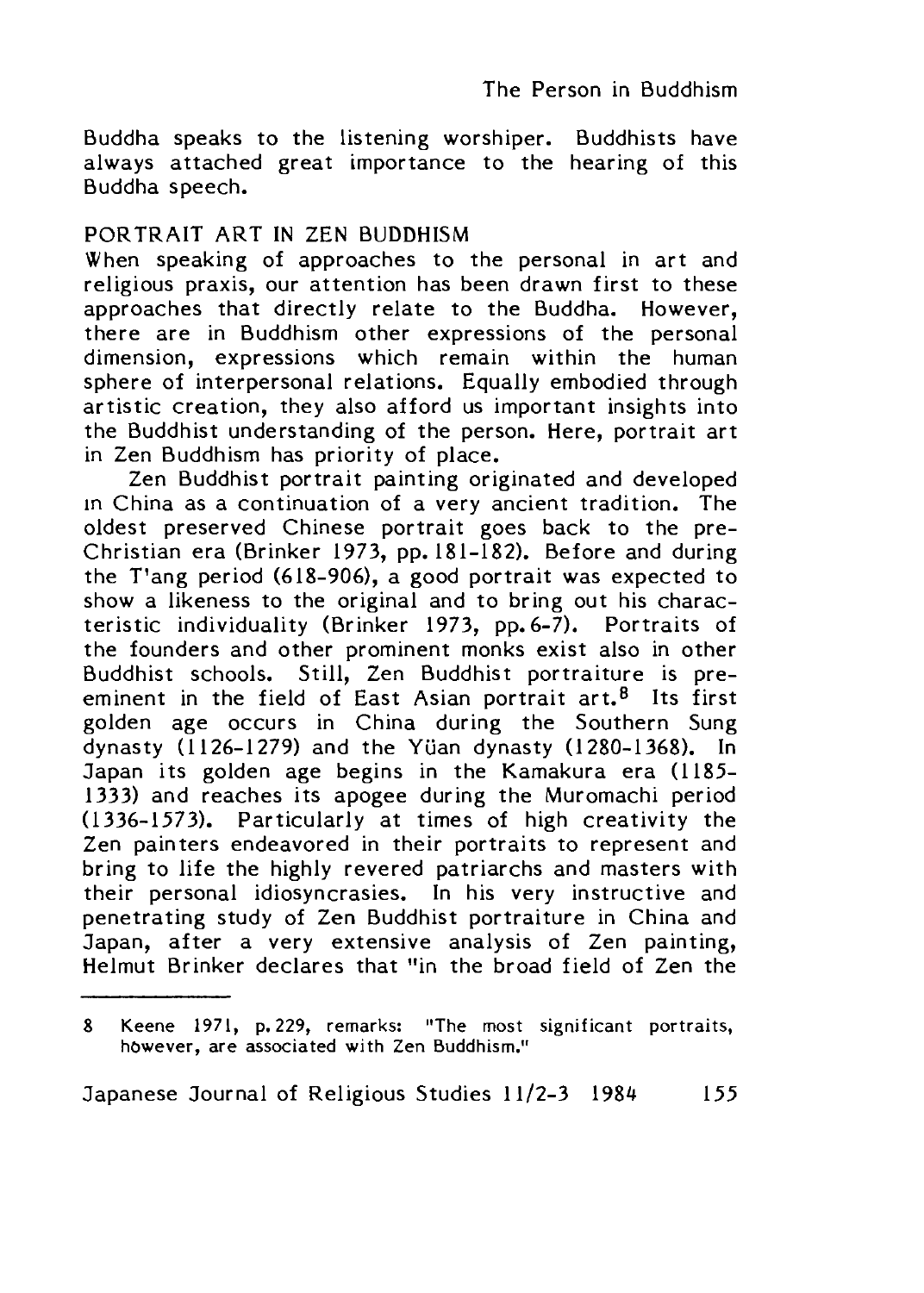Buddha speaks to the listening worshiper. Buddhists have always attached great importance to the hearing of this Buddha speech.

## PORTRAIT ART IN ZEN BUDDHISM

When speaking of approaches to the personal in art and religious praxis, our attention has been drawn first to these approaches that directly relate to the Buddha. However, there are in Buddhism other expressions of the personal dimension, expressions which remain within the human sphere of interpersonal relations. Equally embodied through artistic creation, they also afford us important insights into the Buddhist understanding of the person. Here, portrait art in Zen Buddhism has priority of place.

Zen Buddhist portrait painting originated and developed in China as a continuation of a very ancient tradition. The oldest preserved Chinese portrait goes back to the pre-Christian era (Brinker 1973, pp. 181-182). Before and during the T'ang period (618-906), a good portrait was expected to show a likeness to the original and to bring out his characteristic individuality (Brinker 1973, pp. 6-7). Portraits of the founders and other prominent monks exist also in other Buddhist schools. Still, Zen Buddhist portraiture is pre-eminent in the field of East Asian portrait art.[8] Its first golden age occurs in China during the Southern Sung dynasty (1126-1279) and the Yüan dynasty (1280-1368). In Japan its golden age begins in the Kamakura era (1185-1333) and reaches its apogee during the Muromachi period (1336-1573). Particularly at times of high creativity the Zen painters endeavored in their portraits to represent and bring to life the highly revered patriarchs and masters with their personal idiosyncrasies. In his very instructive and penetrating study of Zen Buddhist portraiture in China and Japan, after a very extensive analysis of Zen painting, Helmut Brinker declares that "in the broad field of Zen the

---

8 Keene 1971, p. 229, remarks: "The most significant portraits, however, are associated with Zen Buddhism."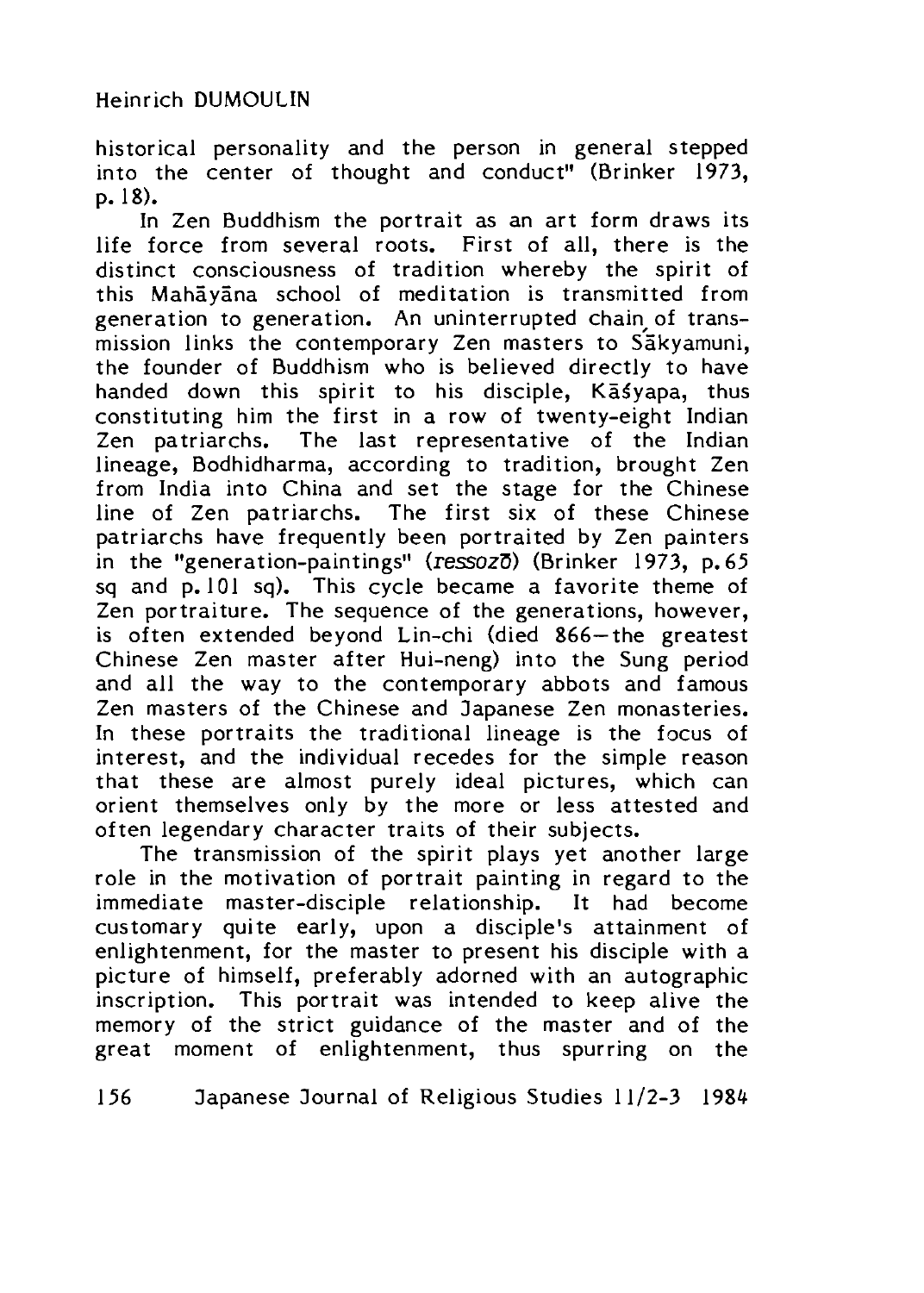historical personality and the person in general stepped into the center of thought and conduct" (Brinker 1973, p. 18).

In Zen Buddhism the portrait as an art form draws its life force from several roots. First of all, there is the distinct consciousness of tradition whereby the spirit of this Mahāyāna school of meditation is transmitted from generation to generation. An uninterrupted chain of transmission links the contemporary Zen masters to Śākyamuni, the founder of Buddhism who is believed directly to have handed down this spirit to his disciple, Kāśyapa, thus constituting him the first in a row of twenty-eight Indian Zen patriarchs. The last representative of the Indian lineage, Bodhidharma, according to tradition, brought Zen from India into China and set the stage for the Chinese line of Zen patriarchs. The first six of these Chinese patriarchs have frequently been portraited by Zen painters in the "generation-paintings" (*ressozō*) (Brinker 1973, p. 65 sq and p. 101 sq). This cycle became a favorite theme of Zen portraiture. The sequence of the generations, however, is often extended beyond Lin-chi (died 866—the greatest Chinese Zen master after Hui-neng) into the Sung period and all the way to the contemporary abbots and famous Zen masters of the Chinese and Japanese Zen monasteries. In these portraits the traditional lineage is the focus of interest, and the individual recedes for the simple reason that these are almost purely ideal pictures, which can orient themselves only by the more or less attested and often legendary character traits of their subjects.

The transmission of the spirit plays yet another large role in the motivation of portrait painting in regard to the immediate master-disciple relationship. It had become customary quite early, upon a disciple's attainment of enlightenment, for the master to present his disciple with a picture of himself, preferably adorned with an autographic inscription. This portrait was intended to keep alive the memory of the strict guidance of the master and of the great moment of enlightenment, thus spurring on the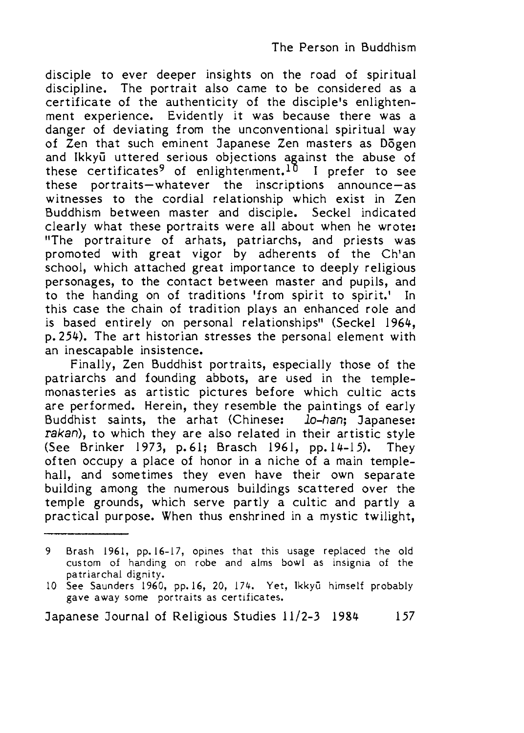disciple to ever deeper insights on the road of spiritual discipline. The portrait also came to be considered as a certificate of the authenticity of the disciple's enlightenment experience. Evidently it was because there was a danger of deviating from the unconventional spiritual way of Zen that such eminent Japanese Zen masters as Dōgen and Ikkyū uttered serious objections against the abuse of these certificates[9] of enlightenment.[10] I prefer to see these portraits—whatever the inscriptions announce—as witnesses to the cordial relationship which exist in Zen Buddhism between master and disciple. Seckel indicated clearly what these portraits were all about when he wrote: "The portraiture of arhats, patriarchs, and priests was promoted with great vigor by adherents of the Ch'an school, which attached great importance to deeply religious personages, to the contact between master and pupils, and to the handing on of traditions 'from spirit to spirit.' In this case the chain of tradition plays an enhanced role and is based entirely on personal relationships" (Seckel 1964, p.254). The art historian stresses the personal element with an inescapable insistence.

Finally, Zen Buddhist portraits, especially those of the patriarchs and founding abbots, are used in the temple-monasteries as artistic pictures before which cultic acts are performed. Herein, they resemble the paintings of early Buddhist saints, the arhat (Chinese: *lo-han*; Japanese: *rakan*), to which they are also related in their artistic style (See Brinker 1973, p.61; Brasch 1961, pp.14-15). They often occupy a place of honor in a niche of a main temple-hall, and sometimes they even have their own separate building among the numerous buildings scattered over the temple grounds, which serve partly a cultic and partly a practical purpose. When thus enshrined in a mystic twilight,

---

9 Brash 1961, pp.16-17, opines that this usage replaced the old custom of handing on robe and alms bowl as insignia of the patriarchal dignity.

10 See Saunders 1960, pp.16, 20, 174. Yet, Ikkyū himself probably gave away some portraits as certificates.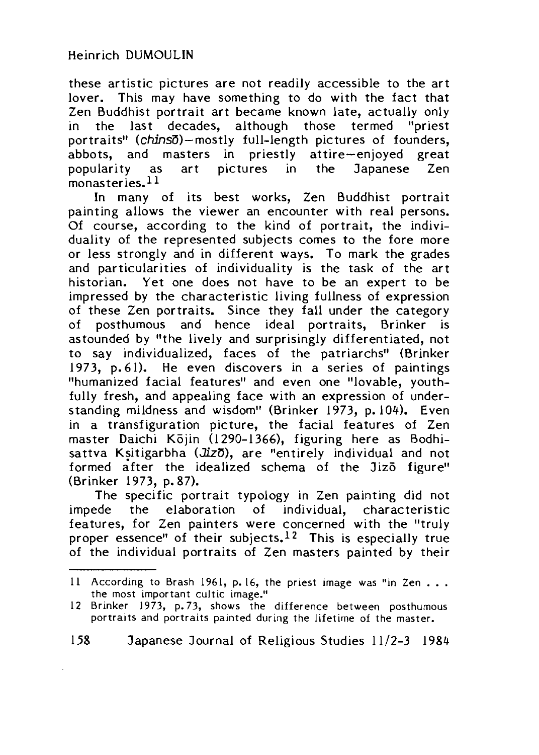these artistic pictures are not readily accessible to the art lover. This may have something to do with the fact that Zen Buddhist portrait art became known late, actually only in the last decades, although those termed "priest portraits" (*chinsō*)—mostly full-length pictures of founders, abbots, and masters in priestly attire—enjoyed great popularity as art pictures in the Japanese Zen monasteries.[11]

In many of its best works, Zen Buddhist portrait painting allows the viewer an encounter with real persons. Of course, according to the kind of portrait, the individuality of the represented subjects comes to the fore more or less strongly and in different ways. To mark the grades and particularities of individuality is the task of the art historian. Yet one does not have to be an expert to be impressed by the characteristic living fullness of expression of these Zen portraits. Since they fall under the category of posthumous and hence ideal portraits, Brinker is astounded by "the lively and surprisingly differentiated, not to say individualized, faces of the patriarchs" (Brinker 1973, p. 61). He even discovers in a series of paintings "humanized facial features" and even one "lovable, youthfully fresh, and appealing face with an expression of understanding mildness and wisdom" (Brinker 1973, p. 104). Even in a transfiguration picture, the facial features of Zen master Daichi Kōjin (1290-1366), figuring here as Bodhisattva Kṣitigarbha (*Jizō*), are "entirely individual and not formed after the idealized schema of the Jizō figure" (Brinker 1973, p. 87).

The specific portrait typology in Zen painting did not impede the elaboration of individual, characteristic features, for Zen painters were concerned with the "truly proper essence" of their subjects.[12] This is especially true of the individual portraits of Zen masters painted by their

---

11 According to Brash 1961, p. 16, the priest image was "in Zen . . . the most important cultic image."

12 Brinker 1973, p. 73, shows the difference between posthumous portraits and portraits painted during the lifetime of the master.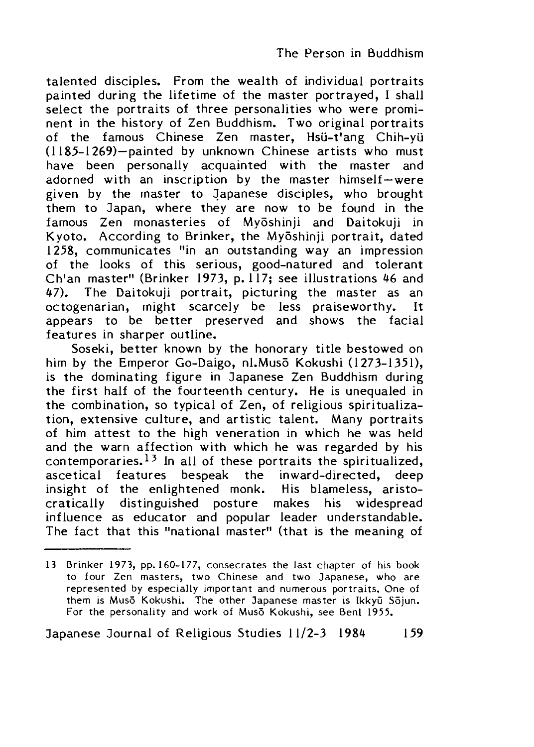talented disciples. From the wealth of individual portraits painted during the lifetime of the master portrayed, I shall select the portraits of three personalities who were prominent in the history of Zen Buddhism. Two original portraits of the famous Chinese Zen master, Hsü-t'ang Chih-yü (1185-1269)—painted by unknown Chinese artists who must have been personally acquainted with the master and adorned with an inscription by the master himself—were given by the master to Japanese disciples, who brought them to Japan, where they are now to be found in the famous Zen monasteries of Myōshinji and Daitokuji in Kyoto. According to Brinker, the Myōshinji portrait, dated 1258, communicates "in an outstanding way an impression of the looks of this serious, good-natured and tolerant Ch'an master" (Brinker 1973, p. 117; see illustrations 46 and 47). The Daitokuji portrait, picturing the master as an octogenarian, might scarcely be less praiseworthy. It appears to be better preserved and shows the facial features in sharper outline.

Soseki, better known by the honorary title bestowed on him by the Emperor Go-Daigo, nl.Musō Kokushi (1273-1351), is the dominating figure in Japanese Zen Buddhism during the first half of the fourteenth century. He is unequaled in the combination, so typical of Zen, of religious spiritualization, extensive culture, and artistic talent. Many portraits of him attest to the high veneration in which he was held and the warn affection with which he was regarded by his contemporaries.[13] In all of these portraits the spiritualized, ascetical features bespeak the inward-directed, deep insight of the enlightened monk. His blameless, aristocratically distinguished posture makes his widespread influence as educator and popular leader understandable. The fact that this "national master" (that is the meaning of

---

13 Brinker 1973, pp. 160-177, consecrates the last chapter of his book to four Zen masters, two Chinese and two Japanese, who are represented by especially important and numerous portraits. One of them is Musō Kokushi. The other Japanese master is Ikkyū Sōjun. For the personality and work of Musō Kokushi, see Benl 1955.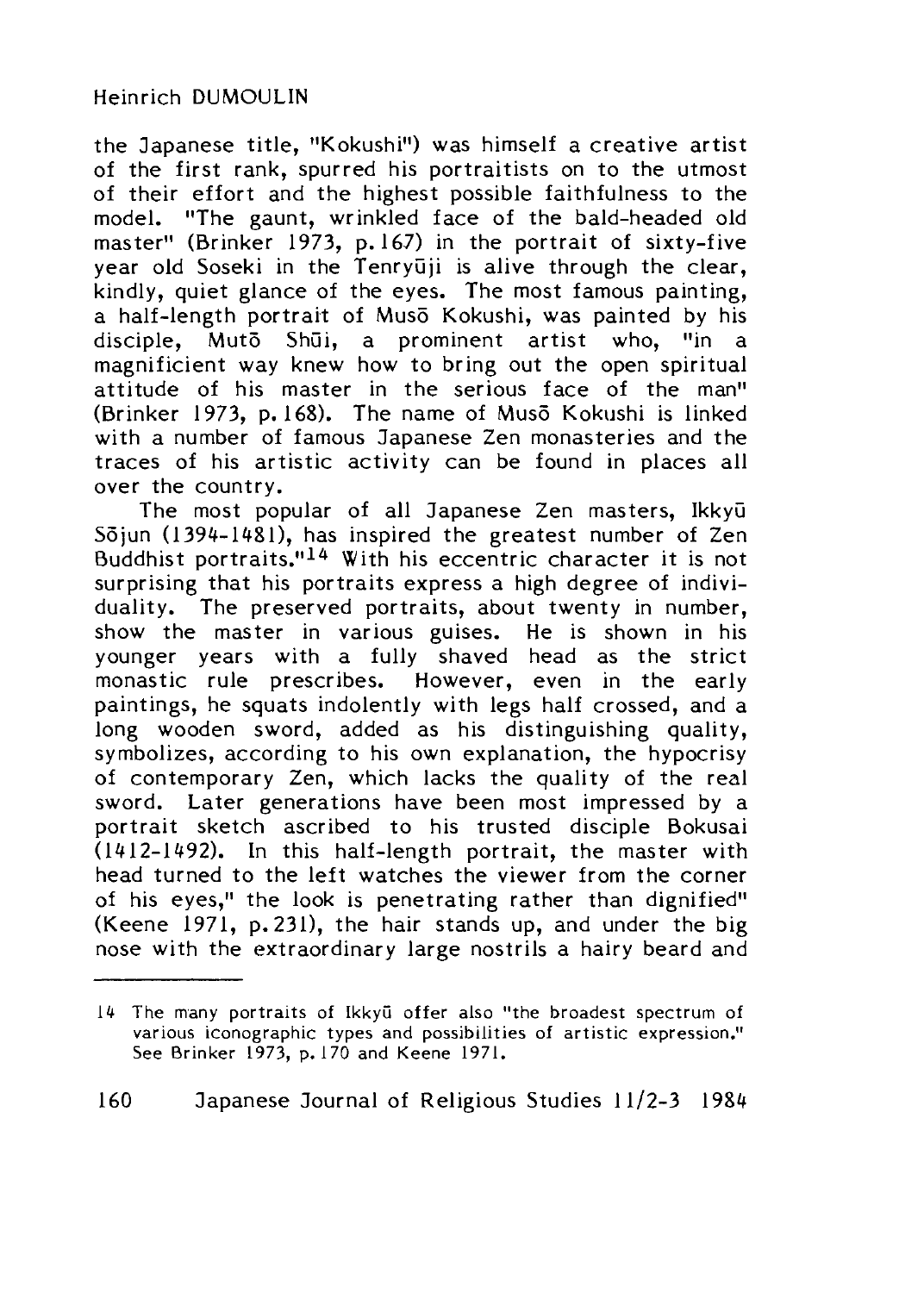the Japanese title, "Kokushi") was himself a creative artist of the first rank, spurred his portraitists on to the utmost of their effort and the highest possible faithfulness to the model. "The gaunt, wrinkled face of the bald-headed old master" (Brinker 1973, p.167) in the portrait of sixty-five year old Soseki in the Tenryūji is alive through the clear, kindly, quiet glance of the eyes. The most famous painting, a half-length portrait of Musō Kokushi, was painted by his disciple, Mutō Shūi, a prominent artist who, "in a magnificient way knew how to bring out the open spiritual attitude of his master in the serious face of the man" (Brinker 1973, p.168). The name of Musō Kokushi is linked with a number of famous Japanese Zen monasteries and the traces of his artistic activity can be found in places all over the country.

The most popular of all Japanese Zen masters, Ikkyū Sōjun (1394-1481), has inspired the greatest number of Zen Buddhist portraits."[14] With his eccentric character it is not surprising that his portraits express a high degree of individuality. The preserved portraits, about twenty in number, show the master in various guises. He is shown in his younger years with a fully shaved head as the strict monastic rule prescribes. However, even in the early paintings, he squats indolently with legs half crossed, and a long wooden sword, added as his distinguishing quality, symbolizes, according to his own explanation, the hypocrisy of contemporary Zen, which lacks the quality of the real sword. Later generations have been most impressed by a portrait sketch ascribed to his trusted disciple Bokusai (1412-1492). In this half-length portrait, the master with head turned to the left watches the viewer from the corner of his eyes," the look is penetrating rather than dignified" (Keene 1971, p.231), the hair stands up, and under the big nose with the extraordinary large nostrils a hairy beard and

---

14 The many portraits of Ikkyū offer also "the broadest spectrum of various iconographic types and possibilities of artistic expression." See Brinker 1973, p.170 and Keene 1971.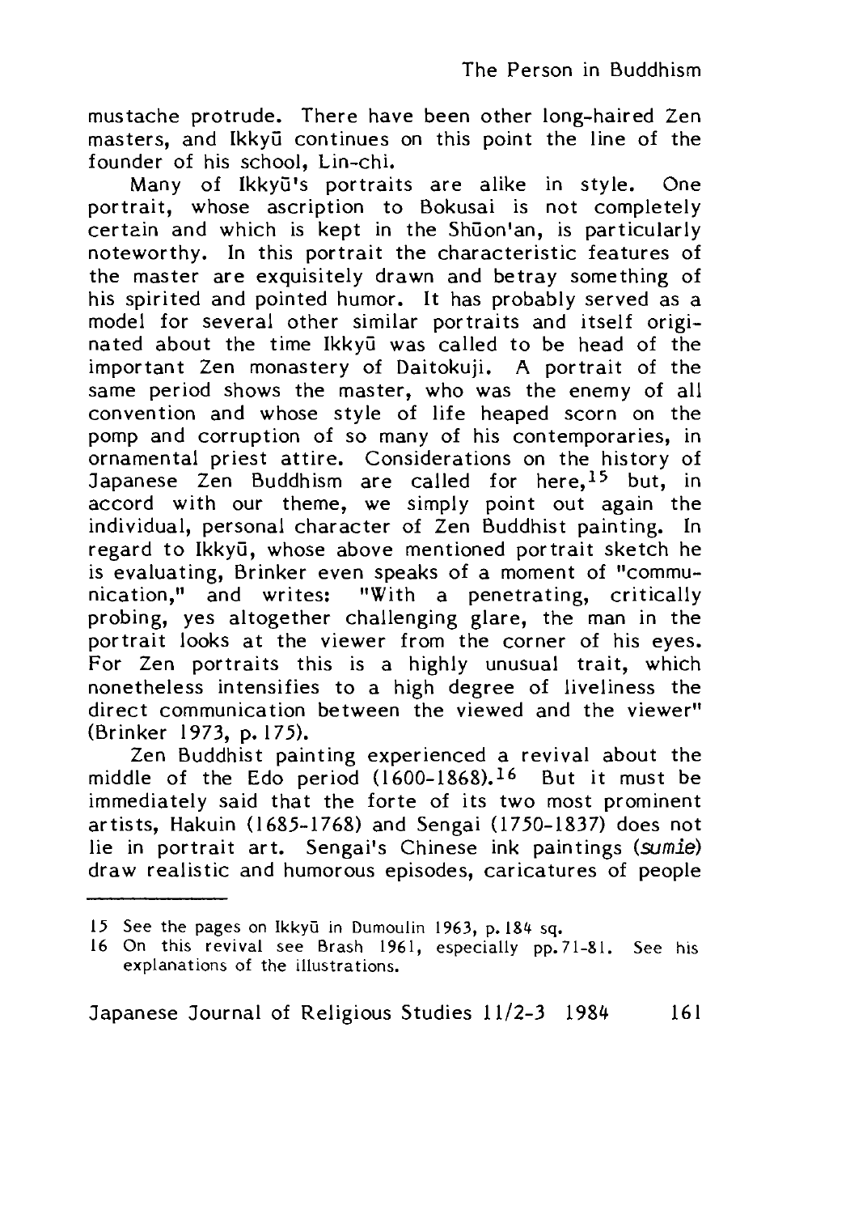mustache protrude. There have been other long-haired Zen masters, and Ikkyū continues on this point the line of the founder of his school, Lin-chi.

Many of Ikkyū's portraits are alike in style. One portrait, whose ascription to Bokusai is not completely certain and which is kept in the Shūon'an, is particularly noteworthy. In this portrait the characteristic features of the master are exquisitely drawn and betray something of his spirited and pointed humor. It has probably served as a model for several other similar portraits and itself originated about the time Ikkyū was called to be head of the important Zen monastery of Daitokuji. A portrait of the same period shows the master, who was the enemy of all convention and whose style of life heaped scorn on the pomp and corruption of so many of his contemporaries, in ornamental priest attire. Considerations on the history of Japanese Zen Buddhism are called for here,[15] but, in accord with our theme, we simply point out again the individual, personal character of Zen Buddhist painting. In regard to Ikkyū, whose above mentioned portrait sketch he is evaluating, Brinker even speaks of a moment of "communication," and writes: "With a penetrating, critically probing, yes altogether challenging glare, the man in the portrait looks at the viewer from the corner of his eyes. For Zen portraits this is a highly unusual trait, which nonetheless intensifies to a high degree of liveliness the direct communication between the viewed and the viewer" (Brinker 1973, p. 175).

Zen Buddhist painting experienced a revival about the middle of the Edo period (1600-1868).[16] But it must be immediately said that the forte of its two most prominent artists, Hakuin (1685-1768) and Sengai (1750-1837) does not lie in portrait art. Sengai's Chinese ink paintings (*sumie*) draw realistic and humorous episodes, caricatures of people

---

15 See the pages on Ikkyū in Dumoulin 1963, p. 184 sq.

16 On this revival see Brash 1961, especially pp. 71-81. See his explanations of the illustrations.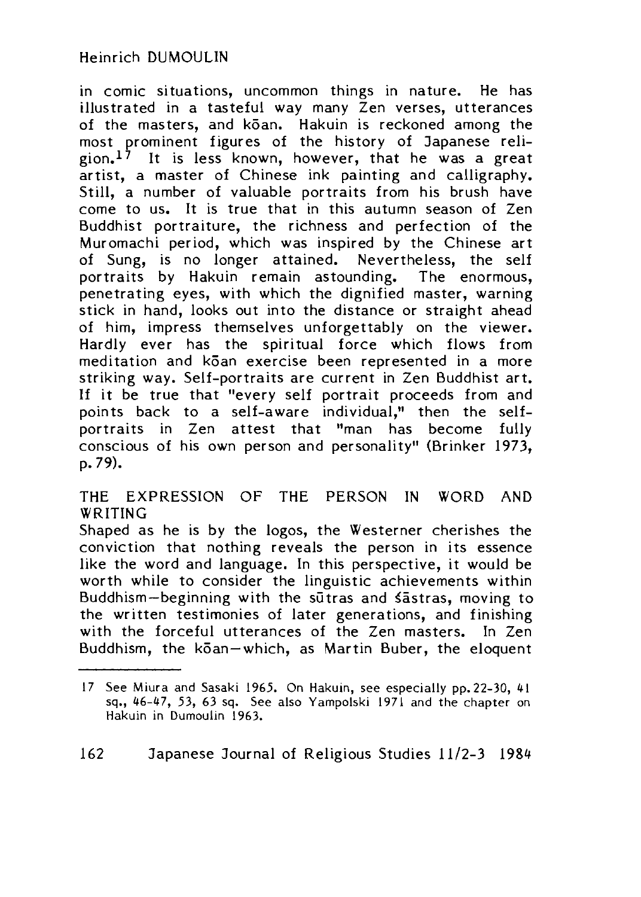in comic situations, uncommon things in nature. He has illustrated in a tasteful way many Zen verses, utterances of the masters, and kōan. Hakuin is reckoned among the most prominent figures of the history of Japanese religion.[17] It is less known, however, that he was a great artist, a master of Chinese ink painting and calligraphy. Still, a number of valuable portraits from his brush have come to us. It is true that in this autumn season of Zen Buddhist portraiture, the richness and perfection of the Muromachi period, which was inspired by the Chinese art of Sung, is no longer attained. Nevertheless, the self portraits by Hakuin remain astounding. The enormous, penetrating eyes, with which the dignified master, warning stick in hand, looks out into the distance or straight ahead of him, impress themselves unforgettably on the viewer. Hardly ever has the spiritual force which flows from meditation and kōan exercise been represented in a more striking way. Self-portraits are current in Zen Buddhist art. If it be true that "every self portrait proceeds from and points back to a self-aware individual," then the self-portraits in Zen attest that "man has become fully conscious of his own person and personality" (Brinker 1973, p. 79).

## THE EXPRESSION OF THE PERSON IN WORD AND WRITING

Shaped as he is by the logos, the Westerner cherishes the conviction that nothing reveals the person in its essence like the word and language. In this perspective, it would be worth while to consider the linguistic achievements within Buddhism—beginning with the sūtras and śāstras, moving to the written testimonies of later generations, and finishing with the forceful utterances of the Zen masters. In Zen Buddhism, the kōan—which, as Martin Buber, the eloquent

---

17 See Miura and Sasaki 1965. On Hakuin, see especially pp. 22-30, 41 sq., 46-47, 53, 63 sq. See also Yampolski 1971 and the chapter on Hakuin in Dumoulin 1963.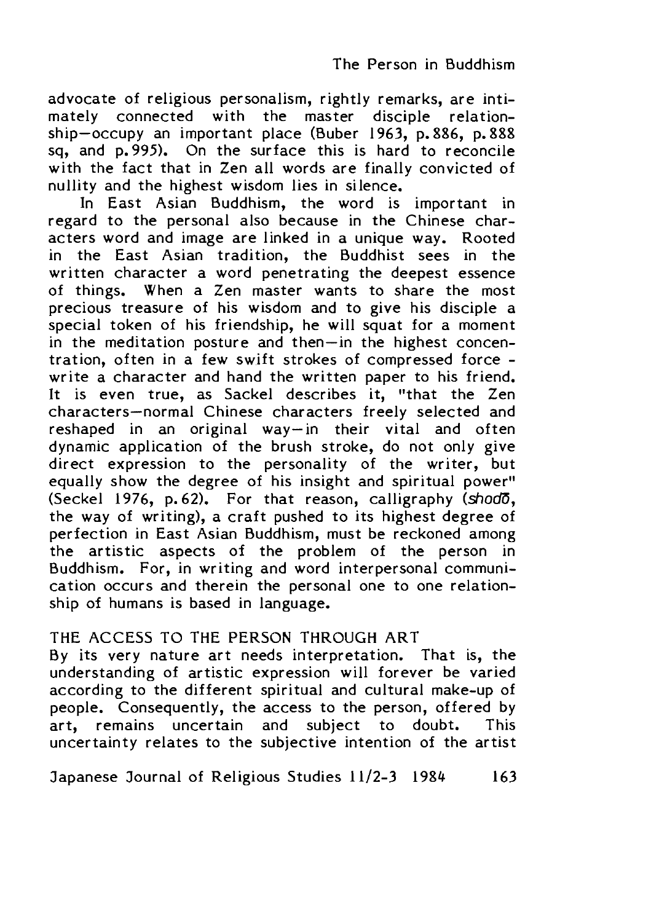advocate of religious personalism, rightly remarks, are intimately connected with the master disciple relationship—occupy an important place (Buber 1963, p.886, p.888 sq, and p.995). On the surface this is hard to reconcile with the fact that in Zen all words are finally convicted of nullity and the highest wisdom lies in silence.

In East Asian Buddhism, the word is important in regard to the personal also because in the Chinese characters word and image are linked in a unique way. Rooted in the East Asian tradition, the Buddhist sees in the written character a word penetrating the deepest essence of things. When a Zen master wants to share the most precious treasure of his wisdom and to give his disciple a special token of his friendship, he will squat for a moment in the meditation posture and then—in the highest concentration, often in a few swift strokes of compressed force - write a character and hand the written paper to his friend. It is even true, as Sackel describes it, "that the Zen characters—normal Chinese characters freely selected and reshaped in an original way—in their vital and often dynamic application of the brush stroke, do not only give direct expression to the personality of the writer, but equally show the degree of his insight and spiritual power" (Seckel 1976, p.62). For that reason, calligraphy (*shodō*, the way of writing), a craft pushed to its highest degree of perfection in East Asian Buddhism, must be reckoned among the artistic aspects of the problem of the person in Buddhism. For, in writing and word interpersonal communication occurs and therein the personal one to one relationship of humans is based in language.

## THE ACCESS TO THE PERSON THROUGH ART

By its very nature art needs interpretation. That is, the understanding of artistic expression will forever be varied according to the different spiritual and cultural make-up of people. Consequently, the access to the person, offered by art, remains uncertain and subject to doubt. This uncertainty relates to the subjective intention of the artist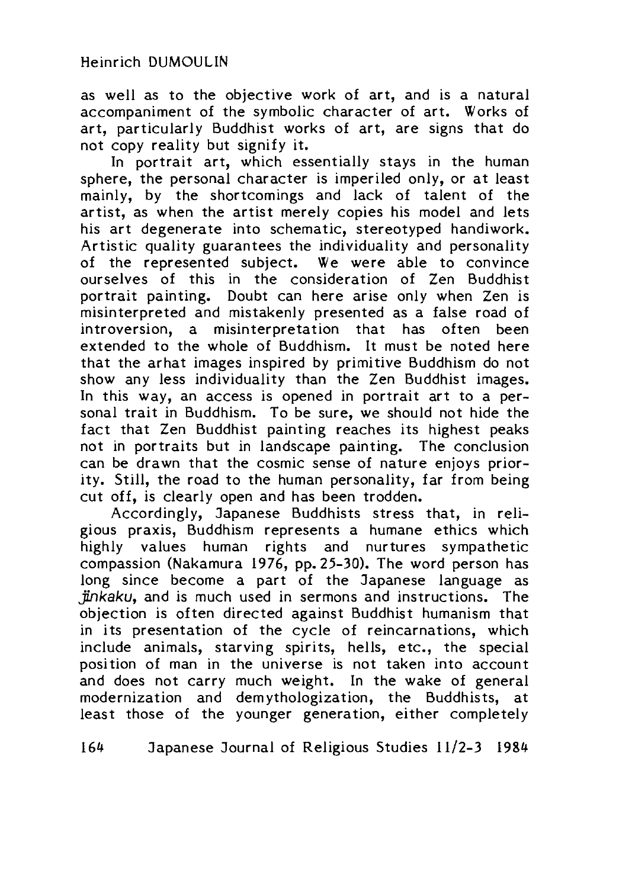as well as to the objective work of art, and is a natural accompaniment of the symbolic character of art. Works of art, particularly Buddhist works of art, are signs that do not copy reality but signify it.

In portrait art, which essentially stays in the human sphere, the personal character is imperiled only, or at least mainly, by the shortcomings and lack of talent of the artist, as when the artist merely copies his model and lets his art degenerate into schematic, stereotyped handiwork. Artistic quality guarantees the individuality and personality of the represented subject. We were able to convince ourselves of this in the consideration of Zen Buddhist portrait painting. Doubt can here arise only when Zen is misinterpreted and mistakenly presented as a false road of introversion, a misinterpretation that has often been extended to the whole of Buddhism. It must be noted here that the arhat images inspired by primitive Buddhism do not show any less individuality than the Zen Buddhist images. In this way, an access is opened in portrait art to a personal trait in Buddhism. To be sure, we should not hide the fact that Zen Buddhist painting reaches its highest peaks not in portraits but in landscape painting. The conclusion can be drawn that the cosmic sense of nature enjoys priority. Still, the road to the human personality, far from being cut off, is clearly open and has been trodden.

Accordingly, Japanese Buddhists stress that, in religious praxis, Buddhism represents a humane ethics which highly values human rights and nurtures sympathetic compassion (Nakamura 1976, pp. 25-30). The word person has long since become a part of the Japanese language as *jinkaku*, and is much used in sermons and instructions. The objection is often directed against Buddhist humanism that in its presentation of the cycle of reincarnations, which include animals, starving spirits, hells, etc., the special position of man in the universe is not taken into account and does not carry much weight. In the wake of general modernization and demythologization, the Buddhists, at least those of the younger generation, either completely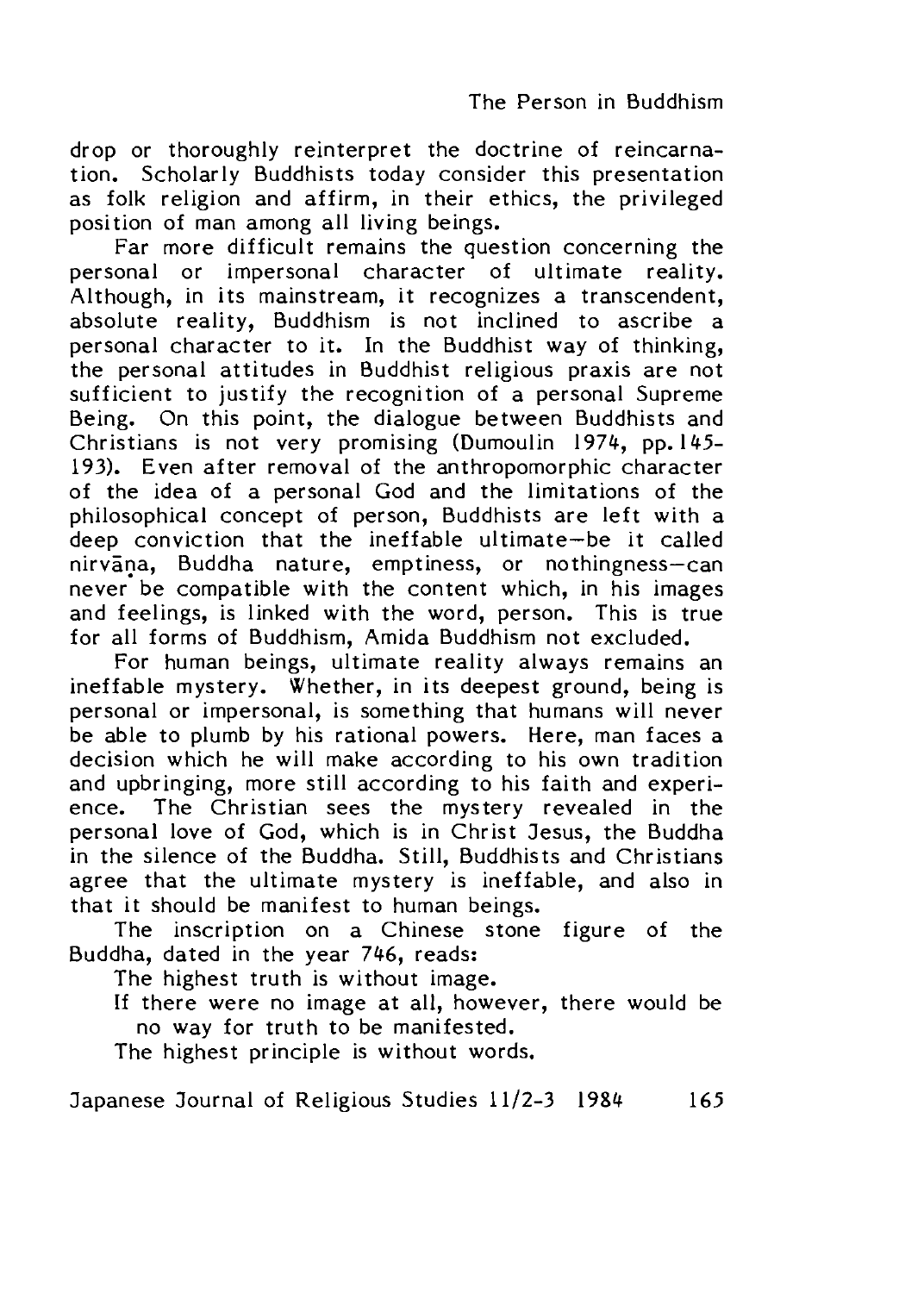drop or thoroughly reinterpret the doctrine of reincarnation. Scholarly Buddhists today consider this presentation as folk religion and affirm, in their ethics, the privileged position of man among all living beings.

Far more difficult remains the question concerning the personal or impersonal character of ultimate reality. Although, in its mainstream, it recognizes a transcendent, absolute reality, Buddhism is not inclined to ascribe a personal character to it. In the Buddhist way of thinking, the personal attitudes in Buddhist religious praxis are not sufficient to justify the recognition of a personal Supreme Being. On this point, the dialogue between Buddhists and Christians is not very promising (Dumoulin 1974, pp. 145-193). Even after removal of the anthropomorphic character of the idea of a personal God and the limitations of the philosophical concept of person, Buddhists are left with a deep conviction that the ineffable ultimate—be it called nirvāṇa, Buddha nature, emptiness, or nothingness—can never be compatible with the content which, in his images and feelings, is linked with the word, person. This is true for all forms of Buddhism, Amida Buddhism not excluded.

For human beings, ultimate reality always remains an ineffable mystery. Whether, in its deepest ground, being is personal or impersonal, is something that humans will never be able to plumb by his rational powers. Here, man faces a decision which he will make according to his own tradition and upbringing, more still according to his faith and experience. The Christian sees the mystery revealed in the personal love of God, which is in Christ Jesus, the Buddha in the silence of the Buddha. Still, Buddhists and Christians agree that the ultimate mystery is ineffable, and also in that it should be manifest to human beings.

The inscription on a Chinese stone figure of the Buddha, dated in the year 746, reads:

The highest truth is without image.
If there were no image at all, however, there would be no way for truth to be manifested.
The highest principle is without words.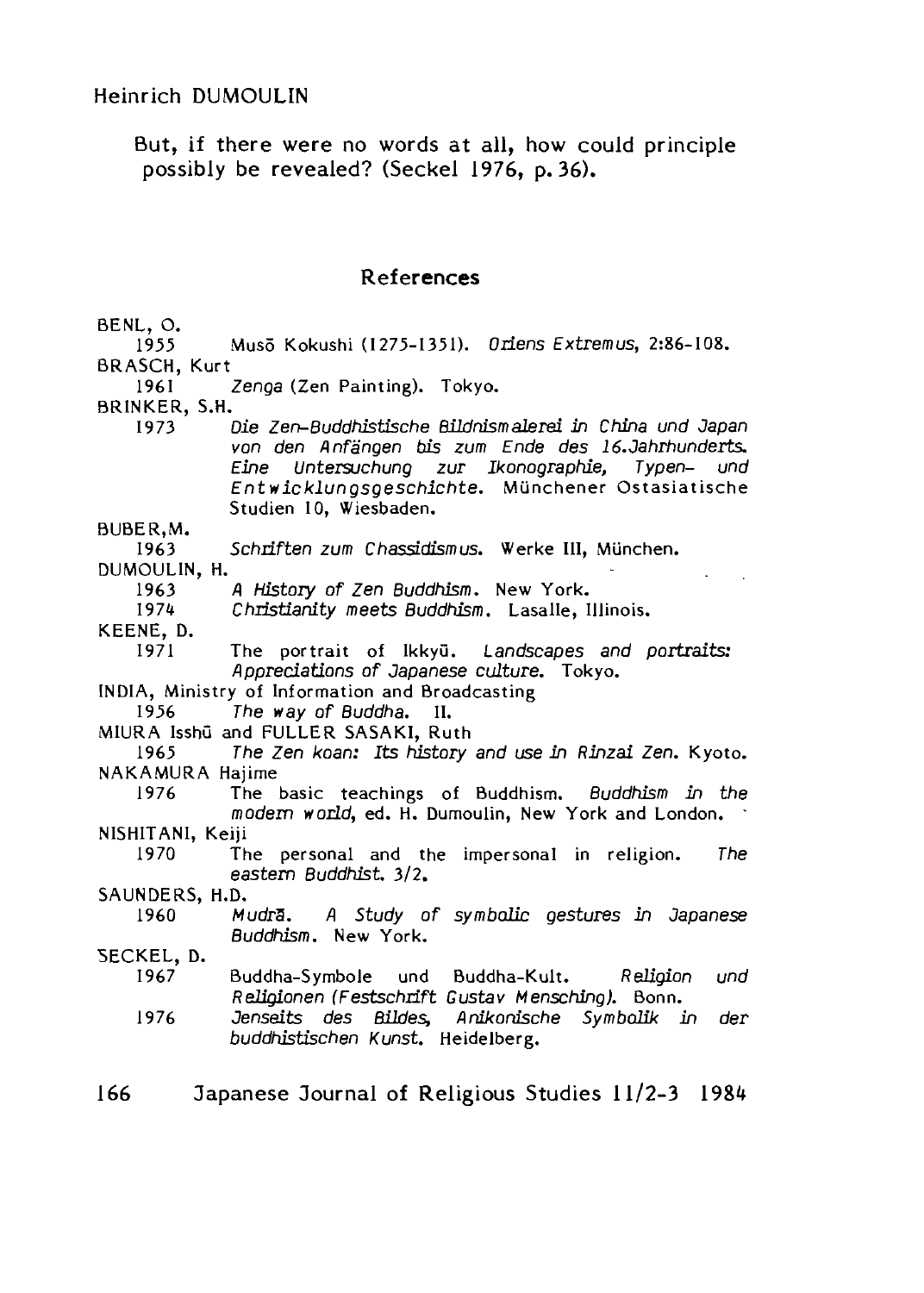But, if there were no words at all, how could principle possibly be revealed? (Seckel 1976, p. 36).

## References

BENL, O.
1955 Musō Kokushi (1275-1351). *Oriens Extremus*, 2:86-108.

BRASCH, Kurt
1961 *Zenga* (Zen Painting). Tokyo.

BRINKER, S.H.
1973 *Die Zen-Buddhistische Bildnismalerei in China und Japan von den Anfängen bis zum Ende des 16.Jahrhunderts. Eine Untersuchung zur Ikonographie, Typen- und Entwicklungsgeschichte*. Münchener Ostasiatische Studien 10, Wiesbaden.

BUBER, M.
1963 *Schriften zum Chassidismus*. Werke III, München.

DUMOULIN, H.
1963 *A History of Zen Buddhism*. New York.
1974 *Christianity meets Buddhism*. Lasalle, Illinois.

KEENE, D.
1971 The portrait of Ikkyū. *Landscapes and portraits: Appreciations of Japanese culture*. Tokyo.

INDIA, Ministry of Information and Broadcasting
1956 *The way of Buddha*. II.

MIURA Isshū and FULLER SASAKI, Ruth
1965 *The Zen koan: Its history and use in Rinzai Zen*. Kyoto.

NAKAMURA Hajime
1976 The basic teachings of Buddhism. *Buddhism in the modern world*, ed. H. Dumoulin, New York and London.

NISHITANI, Keiji
1970 The personal and the impersonal in religion. *The eastern Buddhist*. 3/2.

SAUNDERS, H.D.
1960 *Mudrā. A Study of symbolic gestures in Japanese Buddhism*. New York.

SECKEL, D.
1967 Buddha-Symbole und Buddha-Kult. *Religion und Religionen (Festschrift Gustav Mensching)*. Bonn.
1976 *Jenseits des Bildes, Anikonische Symbolik in der buddhistischen Kunst*. Heidelberg.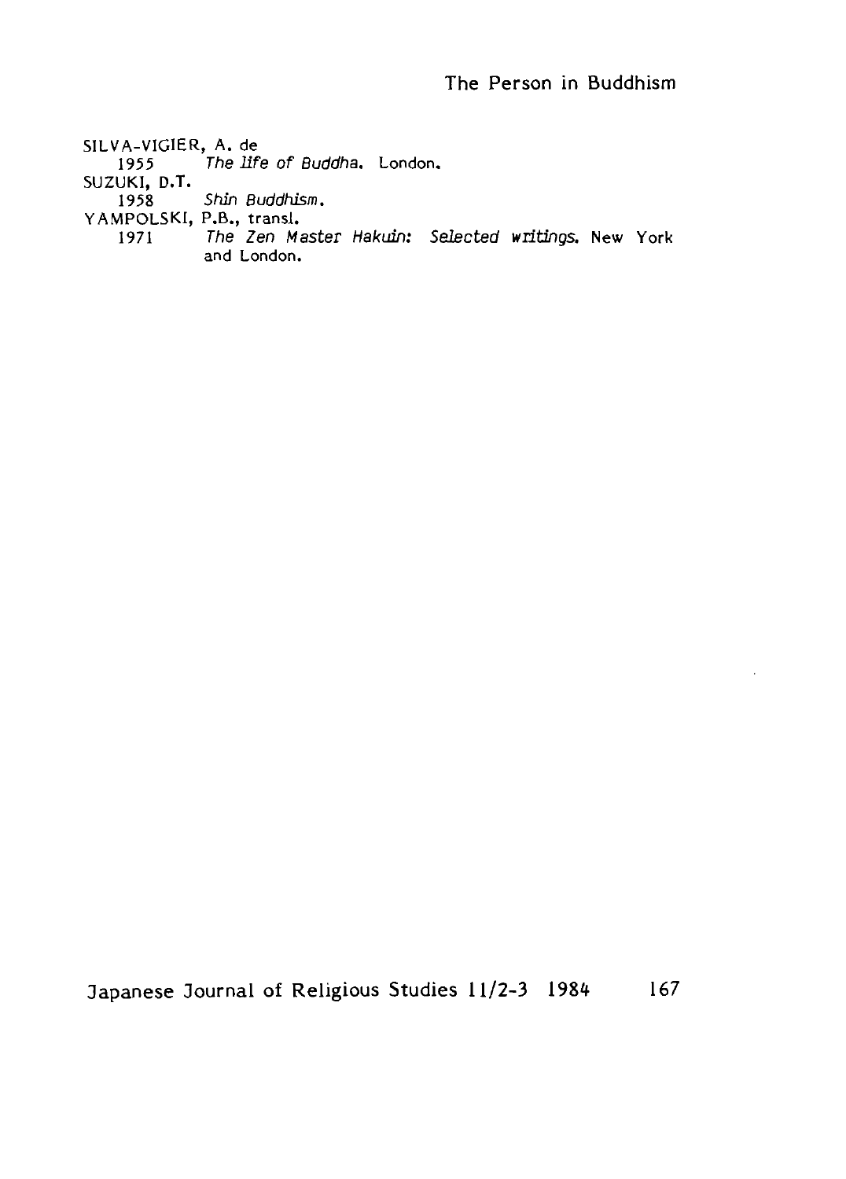SILVA-VIGIER, A. de

1955 *The life of Buddha.* London.

SUZUKI, D.T.

1958 *Shin Buddhism.*

YAMPOLSKI, P.B., transl.

1971 *The Zen Master Hakuin: Selected writings.* New York and London.